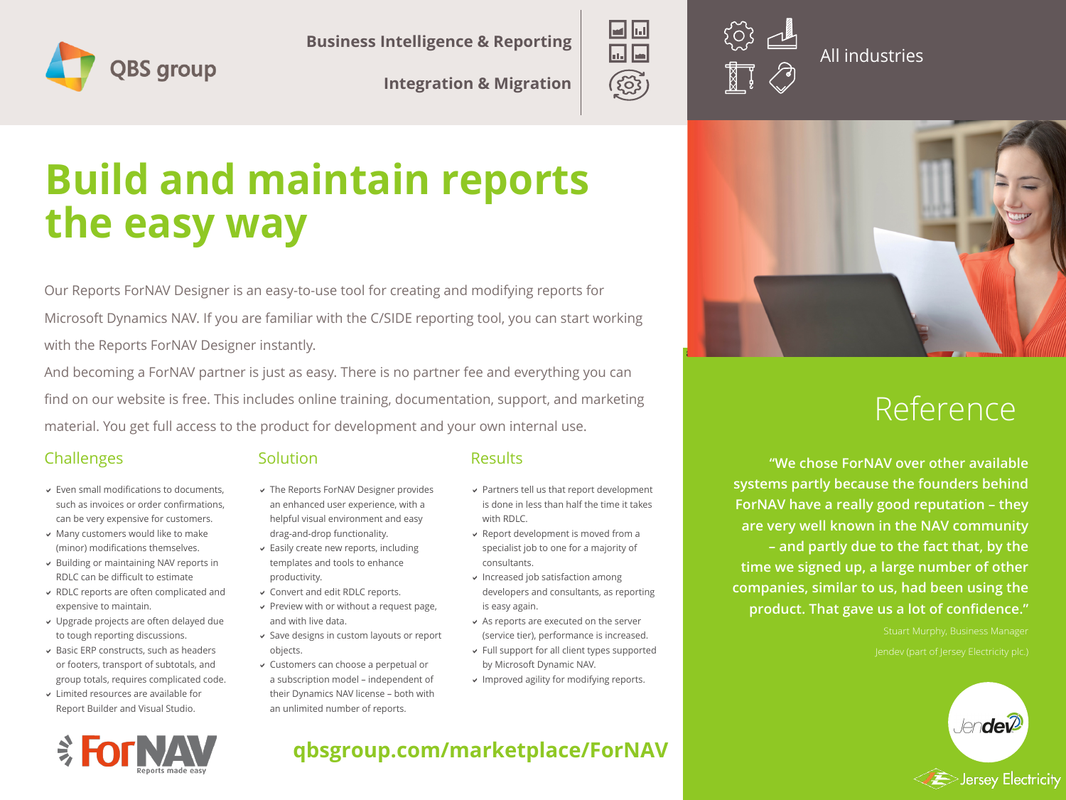QBS group

Business Intelligence & Reporting

Integration & Migration

All industries

# Build and maintain reports the easy way

Our Reports ForNAV Designer is an easy-to-use tool for creating and modifying reports for Microsoft Dynamics NAV. If you are familiar with the C/SIDE reporting tool, you can start working with the Reports ForNAV Designer instantly.

And becoming a ForNAV partner is just as easy. There is no partner fee and everything you can find on our website is free. This includes online training, documentation, support, and marketing material. You get full access to the product for development and your own internal use.

## Challenges

- Even small modifications to documents, such as invoices or order confirmations, can be very expensive for customers.
- Many customers would like to make (minor) modifications themselves.
- Building or maintaining NAV reports in RDLC can be difficult to estimate
- RDLC reports are often complicated and expensive to maintain.
- Upgrade projects are often delayed due to tough reporting discussions.
- Basic ERP constructs, such as headers or footers, transport of subtotals, and group totals, requires complicated code.
- Limited resources are available for Report Builder and Visual Studio.

## Solution

- The Reports ForNAV Designer provides an enhanced user experience, with a helpful visual environment and easy drag-and-drop functionality.
- Easily create new reports, including templates and tools to enhance productivity.
- Convert and edit RDLC reports.
- Preview with or without a request page, and with live data.
- Save designs in custom layouts or report objects.
- Customers can choose a perpetual or a subscription model – independent of their Dynamics NAV license – both with an unlimited number of reports.

## Results

- Partners tell us that report development is done in less than half the time it takes with RDLC.
- Report development is moved from a specialist job to one for a majority of consultants.
- Increased job satisfaction among developers and consultants, as reporting is easy again.
- As reports are executed on the server (service tier), performance is increased.
- Full support for all client types supported by Microsoft Dynamic NAV.
- Improved agility for modifying reports.

ForNAV Reports made easy

**qbsgroup.com/marketplace/ForNAV**

## Reference

**"We chose ForNAV over other available systems partly because the founders behind ForNAV have a really good reputation – they are very well known in the NAV community – and partly due to the fact that, by the time we signed up, a large number of other companies, similar to us, had been using the product. That gave us a lot of confidence."**

Stuart Murphy, Business Manager
Jendev (part of Jersey Electricity plc.)

Jendev

Jersey Electricity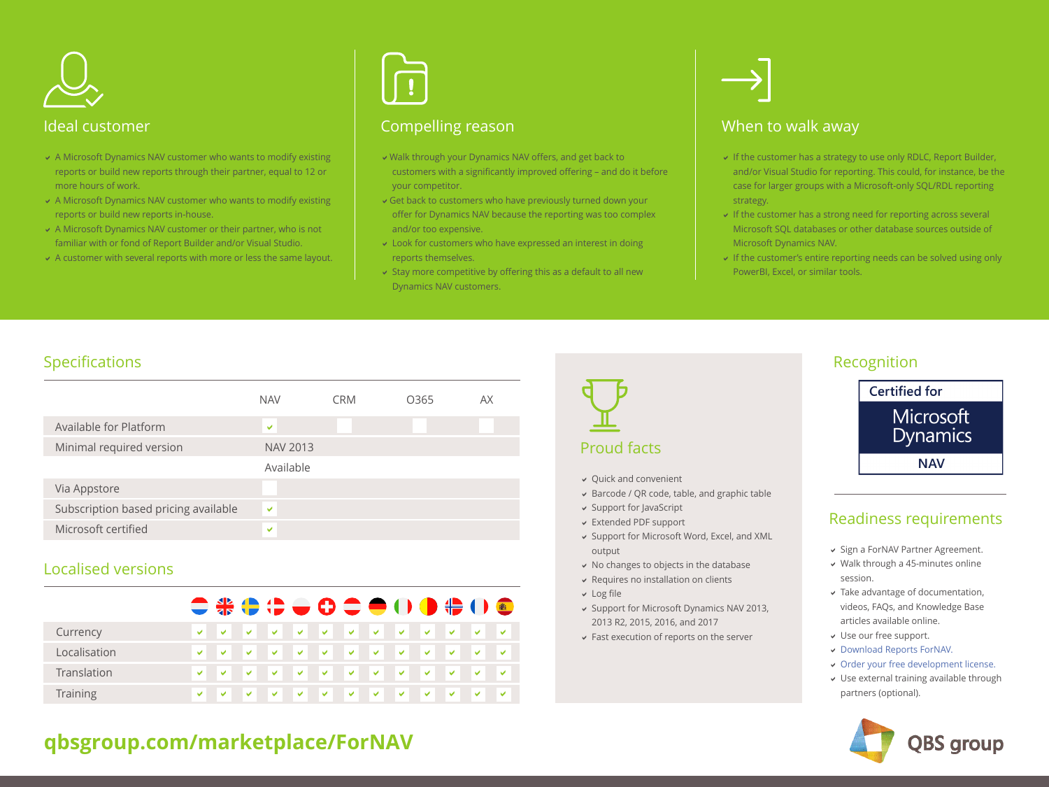## Ideal customer

- A Microsoft Dynamics NAV customer who wants to modify existing reports or build new reports through their partner, equal to 12 or more hours of work.
- A Microsoft Dynamics NAV customer who wants to modify existing reports or build new reports in-house.
- A Microsoft Dynamics NAV customer or their partner, who is not familiar with or fond of Report Builder and/or Visual Studio.
- A customer with several reports with more or less the same layout.

## Compelling reason

- Walk through your Dynamics NAV offers, and get back to customers with a significantly improved offering – and do it before your competitor.
- Get back to customers who have previously turned down your offer for Dynamics NAV because the reporting was too complex and/or too expensive.
- Look for customers who have expressed an interest in doing reports themselves.
- Stay more competitive by offering this as a default to all new Dynamics NAV customers.

## When to walk away

- If the customer has a strategy to use only RDLC, Report Builder, and/or Visual Studio for reporting. This could, for instance, be the case for larger groups with a Microsoft-only SQL/RDL reporting strategy.
- If the customer has a strong need for reporting across several Microsoft SQL databases or other database sources outside of Microsoft Dynamics NAV.
- If the customer's entire reporting needs can be solved using only PowerBI, Excel, or similar tools.

## Specifications

| | NAV | CRM | O365 | AX |
|---|---|---|---|---|
| Available for Platform | ✔ | | | |
| Minimal required version | NAV 2013 | | | |
| | Available | | | |
| Via Appstore | | | | |
| Subscription based pricing available | ✔ | | | |
| Microsoft certified | ✔ | | | |

## Localised versions

| | NL | UK | SE | DK | PL | CH | AT | DE | IT | BE | NO | FR | ES |
|---|---|---|---|---|---|---|---|---|---|---|---|---|---|
| Currency | ✔ | ✔ | ✔ | ✔ | ✔ | ✔ | ✔ | ✔ | ✔ | ✔ | ✔ | ✔ | ✔ |
| Localisation | ✔ | ✔ | ✔ | ✔ | ✔ | ✔ | ✔ | ✔ | ✔ | ✔ | ✔ | ✔ | ✔ |
| Translation | ✔ | ✔ | ✔ | ✔ | ✔ | ✔ | ✔ | ✔ | ✔ | ✔ | ✔ | ✔ | ✔ |
| Training | ✔ | ✔ | ✔ | ✔ | ✔ | ✔ | ✔ | ✔ | ✔ | ✔ | ✔ | ✔ | ✔ |

## Proud facts

- Quick and convenient
- Barcode / QR code, table, and graphic table
- Support for JavaScript
- Extended PDF support
- Support for Microsoft Word, Excel, and XML output
- No changes to objects in the database
- Requires no installation on clients
- Log file
- Support for Microsoft Dynamics NAV 2013, 2013 R2, 2015, 2016, and 2017
- Fast execution of reports on the server

## Recognition

Certified for Microsoft Dynamics NAV

## Readiness requirements

- Sign a ForNAV Partner Agreement.
- Walk through a 45-minutes online session.
- Take advantage of documentation, videos, FAQs, and Knowledge Base articles available online.
- Use our free support.
- Download Reports ForNAV.
- Order your free development license.
- Use external training available through partners (optional).

**qbsgroup.com/marketplace/ForNAV**

QBS group